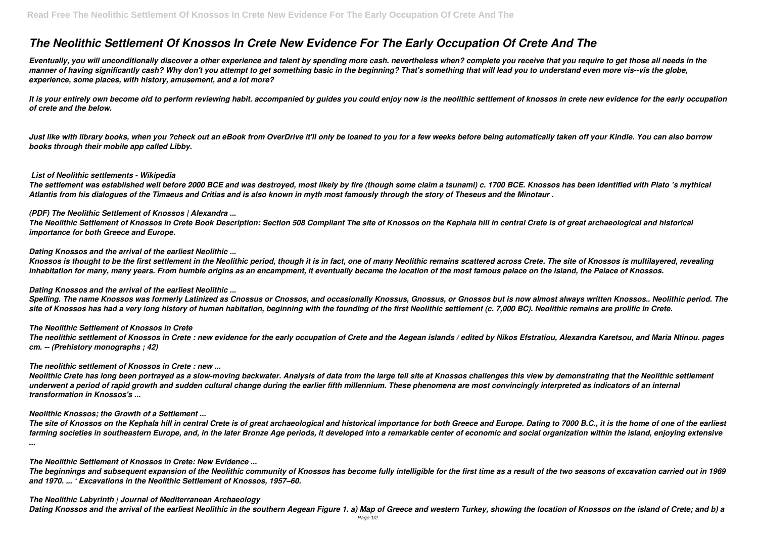# The Neolithic Settlement Of Knossos In Crete New Evidence For The Early Occupation Of Crete And The

*Eventually, you will unconditionally discover a other experience and talent by spending more cash. nevertheless when? complete you receive that you require to get those all needs in the manner of having significantly cash? Why don't you attempt to get something basic in the beginning? That's something that will lead you to understand even more vis--vis the globe, experience, some places, with history, amusement, and a lot more?*

*It is your entirely own become old to perform reviewing habit. accompanied by guides you could enjoy now is the neolithic settlement of knossos in crete new evidence for the early occupation of crete and the below.*

*Just like with library books, when you ?check out an eBook from OverDrive it'll only be loaned to you for a few weeks before being automatically taken off your Kindle. You can also borrow books through their mobile app called Libby.*

***List of Neolithic settlements - Wikipedia***

*The settlement was established well before 2000 BCE and was destroyed, most likely by fire (though some claim a tsunami) c. 1700 BCE. Knossos has been identified with Plato 's mythical Atlantis from his dialogues of the Timaeus and Critias and is also known in myth most famously through the story of Theseus and the Minotaur .*

***(PDF) The Neolithic Settlement of Knossos | Alexandra ...***

*The Neolithic Settlement of Knossos in Crete Book Description: Section 508 Compliant The site of Knossos on the Kephala hill in central Crete is of great archaeological and historical importance for both Greece and Europe.*

***Dating Knossos and the arrival of the earliest Neolithic ...***

*Knossos is thought to be the first settlement in the Neolithic period, though it is in fact, one of many Neolithic remains scattered across Crete. The site of Knossos is multilayered, revealing inhabitation for many, many years. From humble origins as an encampment, it eventually became the location of the most famous palace on the island, the Palace of Knossos.*

***Dating Knossos and the arrival of the earliest Neolithic ...***

*Spelling. The name Knossos was formerly Latinized as Cnossus or Cnossos, and occasionally Knossus, Gnossus, or Gnossos but is now almost always written Knossos.. Neolithic period. The site of Knossos has had a very long history of human habitation, beginning with the founding of the first Neolithic settlement (c. 7,000 BC). Neolithic remains are prolific in Crete.*

***The Neolithic Settlement of Knossos in Crete***

*The neolithic settlement of Knossos in Crete : new evidence for the early occupation of Crete and the Aegean islands / edited by Nikos Efstratiou, Alexandra Karetsou, and Maria Ntinou. pages cm. -- (Prehistory monographs ; 42)*

***The neolithic settlement of Knossos in Crete : new ...***

*Neolithic Crete has long been portrayed as a slow-moving backwater. Analysis of data from the large tell site at Knossos challenges this view by demonstrating that the Neolithic settlement underwent a period of rapid growth and sudden cultural change during the earlier fifth millennium. These phenomena are most convincingly interpreted as indicators of an internal transformation in Knossos's ...*

***Neolithic Knossos; the Growth of a Settlement ...***

*The site of Knossos on the Kephala hill in central Crete is of great archaeological and historical importance for both Greece and Europe. Dating to 7000 B.C., it is the home of one of the earliest farming societies in southeastern Europe, and, in the later Bronze Age periods, it developed into a remarkable center of economic and social organization within the island, enjoying extensive ...*

***The Neolithic Settlement of Knossos in Crete: New Evidence ...***

*The beginnings and subsequent expansion of the Neolithic community of Knossos has become fully intelligible for the first time as a result of the two seasons of excavation carried out in 1969 and 1970. ... ' Excavations in the Neolithic Settlement of Knossos, 1957–60.*

***The Neolithic Labyrinth | Journal of Mediterranean Archaeology***

*Dating Knossos and the arrival of the earliest Neolithic in the southern Aegean Figure 1. a) Map of Greece and western Turkey, showing the location of Knossos on the island of Crete; and b) a*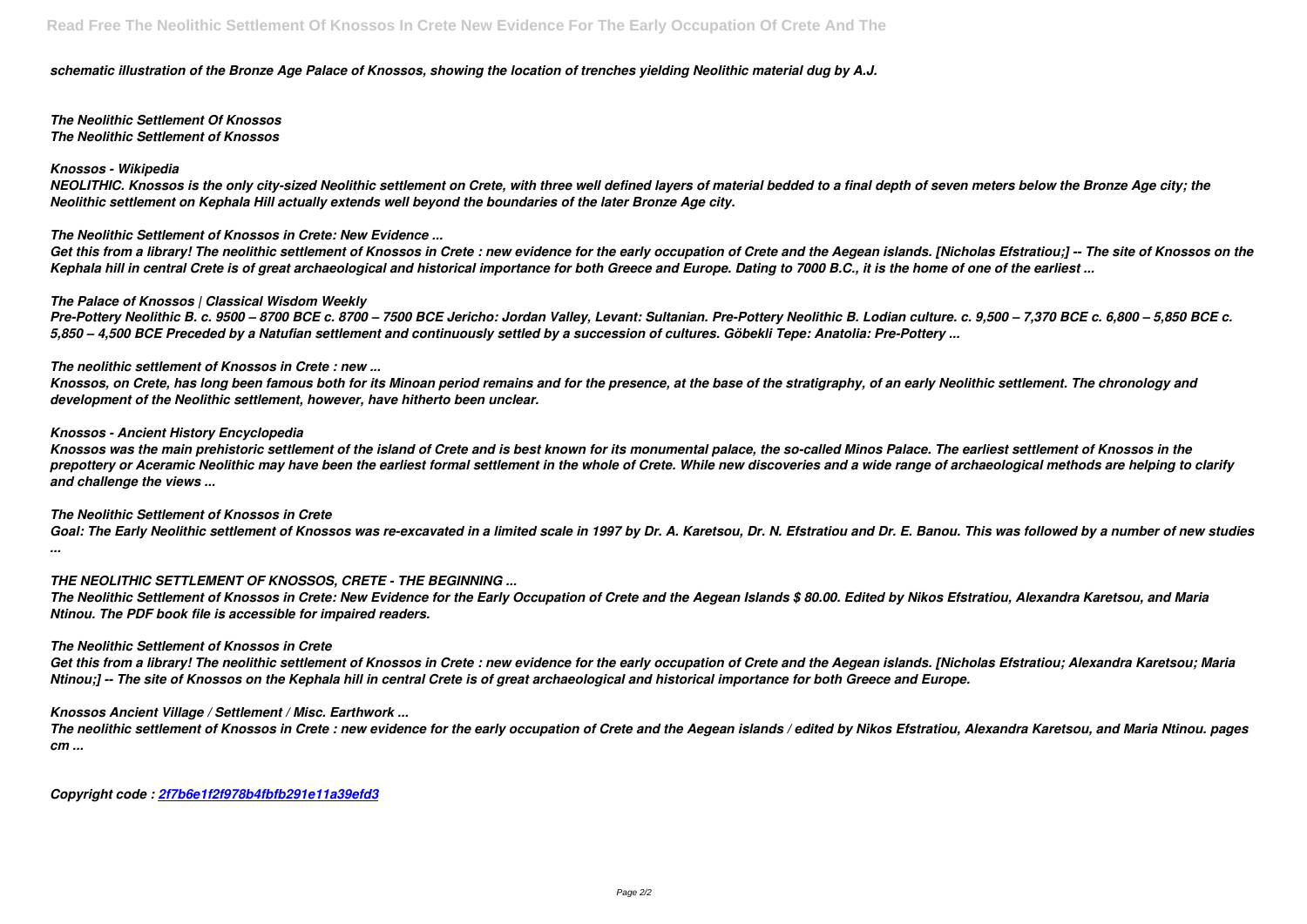*schematic illustration of the Bronze Age Palace of Knossos, showing the location of trenches yielding Neolithic material dug by A.J.*

***The Neolithic Settlement Of Knossos***
***The Neolithic Settlement of Knossos***

***Knossos - Wikipedia***

***NEOLITHIC. Knossos is the only city-sized Neolithic settlement on Crete, with three well defined layers of material bedded to a final depth of seven meters below the Bronze Age city; the Neolithic settlement on Kephala Hill actually extends well beyond the boundaries of the later Bronze Age city.***

***The Neolithic Settlement of Knossos in Crete: New Evidence ...***

***Get this from a library! The neolithic settlement of Knossos in Crete : new evidence for the early occupation of Crete and the Aegean islands. [Nicholas Efstratiou;] -- The site of Knossos on the Kephala hill in central Crete is of great archaeological and historical importance for both Greece and Europe. Dating to 7000 B.C., it is the home of one of the earliest ...***

***The Palace of Knossos | Classical Wisdom Weekly***

***Pre-Pottery Neolithic B. c. 9500 – 8700 BCE c. 8700 – 7500 BCE Jericho: Jordan Valley, Levant: Sultanian. Pre-Pottery Neolithic B. Lodian culture. c. 9,500 – 7,370 BCE c. 6,800 – 5,850 BCE c. 5,850 – 4,500 BCE Preceded by a Natufian settlement and continuously settled by a succession of cultures. Göbekli Tepe: Anatolia: Pre-Pottery ...***

***The neolithic settlement of Knossos in Crete : new ...***

***Knossos, on Crete, has long been famous both for its Minoan period remains and for the presence, at the base of the stratigraphy, of an early Neolithic settlement. The chronology and development of the Neolithic settlement, however, have hitherto been unclear.***

***Knossos - Ancient History Encyclopedia***

***Knossos was the main prehistoric settlement of the island of Crete and is best known for its monumental palace, the so-called Minos Palace. The earliest settlement of Knossos in the prepottery or Aceramic Neolithic may have been the earliest formal settlement in the whole of Crete. While new discoveries and a wide range of archaeological methods are helping to clarify and challenge the views ...***

***The Neolithic Settlement of Knossos in Crete***

***Goal: The Early Neolithic settlement of Knossos was re-excavated in a limited scale in 1997 by Dr. A. Karetsou, Dr. N. Efstratiou and Dr. E. Banou. This was followed by a number of new studies ...***

***THE NEOLITHIC SETTLEMENT OF KNOSSOS, CRETE - THE BEGINNING ...***

***The Neolithic Settlement of Knossos in Crete: New Evidence for the Early Occupation of Crete and the Aegean Islands $ 80.00. Edited by Nikos Efstratiou, Alexandra Karetsou, and Maria Ntinou. The PDF book file is accessible for impaired readers.***

***The Neolithic Settlement of Knossos in Crete***

***Get this from a library! The neolithic settlement of Knossos in Crete : new evidence for the early occupation of Crete and the Aegean islands. [Nicholas Efstratiou; Alexandra Karetsou; Maria Ntinou;] -- The site of Knossos on the Kephala hill in central Crete is of great archaeological and historical importance for both Greece and Europe.***

***Knossos Ancient Village / Settlement / Misc. Earthwork ...***

***The neolithic settlement of Knossos in Crete : new evidence for the early occupation of Crete and the Aegean islands / edited by Nikos Efstratiou, Alexandra Karetsou, and Maria Ntinou. pages cm ...***

***Copyright code : 2f7b6e1f2f978b4fbfb291e11a39efd3***